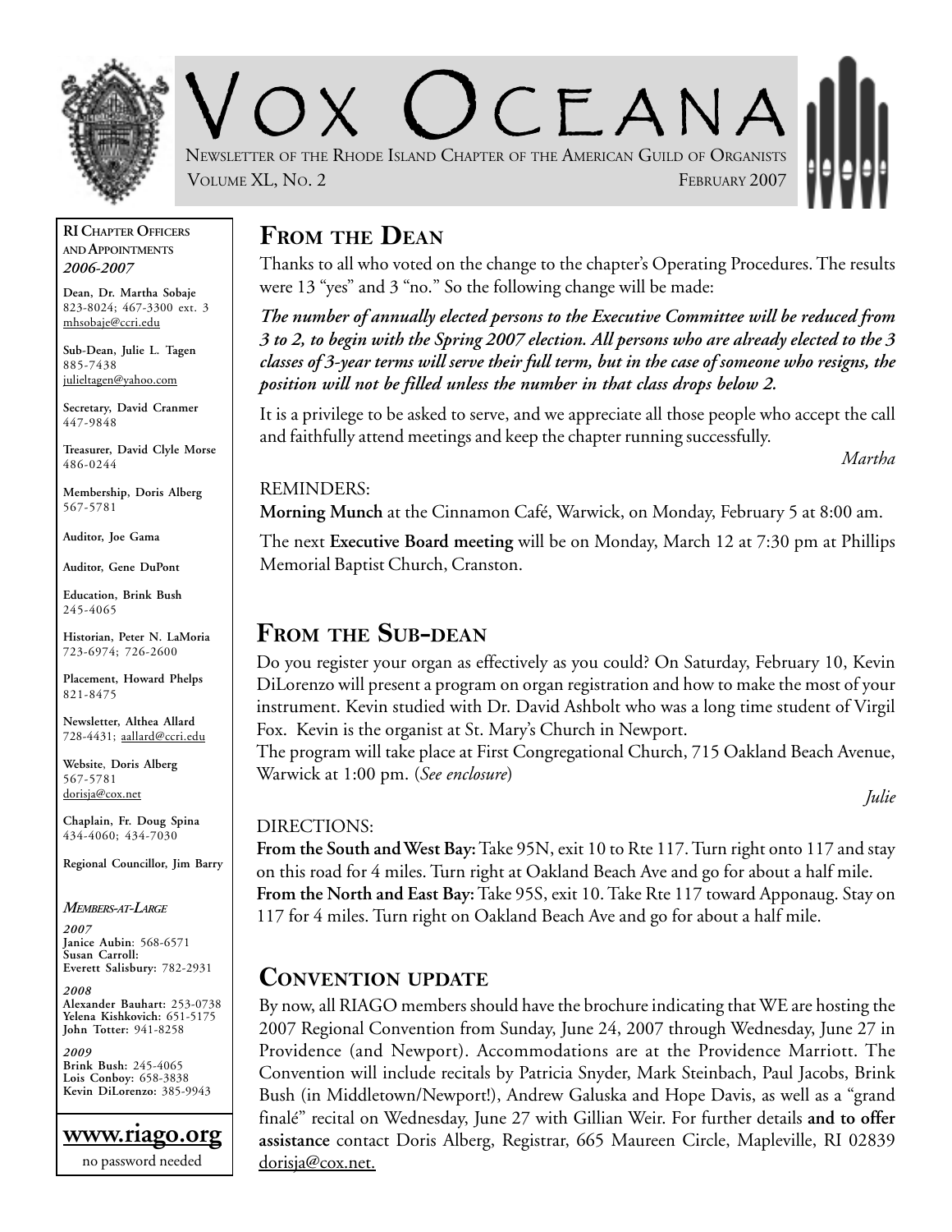# VOX OCEANA

NEWSLETTER OF THE RHODE ISLAND CHAPTER OF THE AMERICAN GUILD OF ORGANISTS

VOLUME XL, NO. 2 — FEBRUARY 2007

**RI CHAPTER OFFICERS AND APPOINTMENTS**
***2006-2007***

**Dean, Dr. Martha Sobaje**
823-8024; 467-3300 ext. 3
mhsobaje@ccri.edu

**Sub-Dean, Julie L. Tagen**
885-7438
julieltagen@yahoo.com

**Secretary, David Cranmer**
447-9848

**Treasurer, David Clyle Morse**
486-0244

**Membership, Doris Alberg**
567-5781

**Auditor, Joe Gama**

**Auditor, Gene DuPont**

**Education, Brink Bush**
245-4065

**Historian, Peter N. LaMoria**
723-6974; 726-2600

**Placement, Howard Phelps**
821-8475

**Newsletter, Althea Allard**
728-4431; aallard@ccri.edu

**Website, Doris Alberg**
567-5781
dorisja@cox.net

**Chaplain, Fr. Doug Spina**
434-4060; 434-7030

**Regional Councillor, Jim Barry**

***MEMBERS-AT-LARGE***

***2007***
**Janice Aubin**: 568-6571
**Susan Carroll:**
**Everett Salisbury:** 782-2931

***2008***
**Alexander Bauhart:** 253-0738
**Yelena Kishkovich:** 651-5175
**John Totter:** 941-8258

***2009***
**Brink Bush:** 245-4065
**Lois Conboy:** 658-3838
**Kevin DiLorenzo:** 385-9943

**www.riago.org**
no password needed

## FROM THE DEAN

Thanks to all who voted on the change to the chapter's Operating Procedures. The results were 13 "yes" and 3 "no." So the following change will be made:

***The number of annually elected persons to the Executive Committee will be reduced from 3 to 2, to begin with the Spring 2007 election. All persons who are already elected to the 3 classes of 3-year terms will serve their full term, but in the case of someone who resigns, the position will not be filled unless the number in that class drops below 2.***

It is a privilege to be asked to serve, and we appreciate all those people who accept the call and faithfully attend meetings and keep the chapter running successfully.

*Martha*

REMINDERS:

**Morning Munch** at the Cinnamon Café, Warwick, on Monday, February 5 at 8:00 am.

The next **Executive Board meeting** will be on Monday, March 12 at 7:30 pm at Phillips Memorial Baptist Church, Cranston.

## FROM THE SUB-DEAN

Do you register your organ as effectively as you could? On Saturday, February 10, Kevin DiLorenzo will present a program on organ registration and how to make the most of your instrument. Kevin studied with Dr. David Ashbolt who was a long time student of Virgil Fox. Kevin is the organist at St. Mary's Church in Newport.
The program will take place at First Congregational Church, 715 Oakland Beach Avenue, Warwick at 1:00 pm. (*See enclosure*)

*Julie*

DIRECTIONS:

**From the South and West Bay:** Take 95N, exit 10 to Rte 117. Turn right onto 117 and stay on this road for 4 miles. Turn right at Oakland Beach Ave and go for about a half mile.
**From the North and East Bay:** Take 95S, exit 10. Take Rte 117 toward Apponaug. Stay on 117 for 4 miles. Turn right on Oakland Beach Ave and go for about a half mile.

## CONVENTION UPDATE

By now, all RIAGO members should have the brochure indicating that WE are hosting the 2007 Regional Convention from Sunday, June 24, 2007 through Wednesday, June 27 in Providence (and Newport). Accommodations are at the Providence Marriott. The Convention will include recitals by Patricia Snyder, Mark Steinbach, Paul Jacobs, Brink Bush (in Middletown/Newport!), Andrew Galuska and Hope Davis, as well as a "grand finalé" recital on Wednesday, June 27 with Gillian Weir. For further details **and to offer assistance** contact Doris Alberg, Registrar, 665 Maureen Circle, Mapleville, RI 02839 dorisja@cox.net.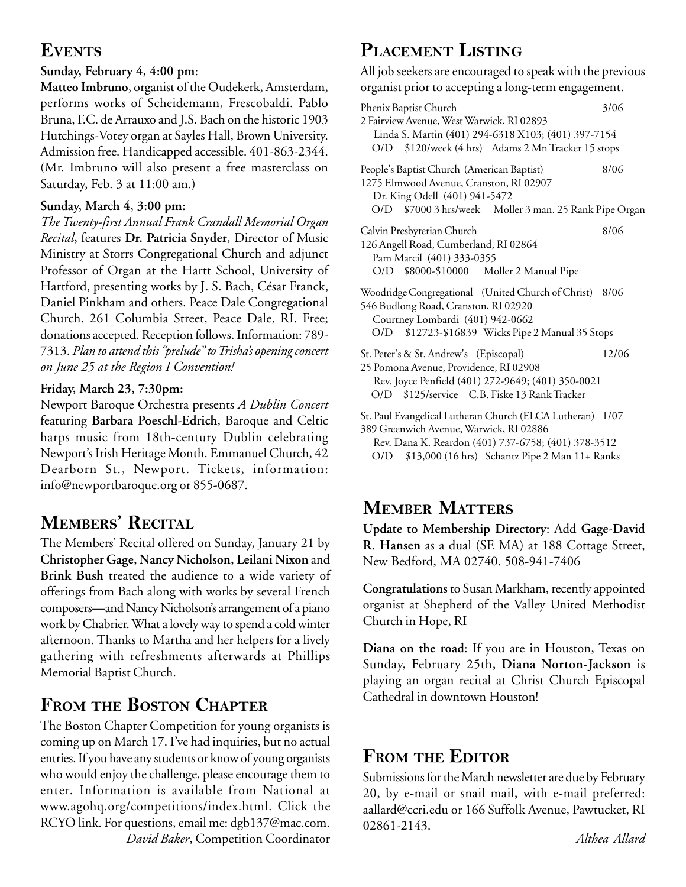## Events

**Sunday, February 4, 4:00 pm**:
**Matteo Imbruno**, organist of the Oudekerk, Amsterdam, performs works of Scheidemann, Frescobaldi. Pablo Bruna, F.C. de Arrauxo and J.S. Bach on the historic 1903 Hutchings-Votey organ at Sayles Hall, Brown University. Admission free. Handicapped accessible. 401-863-2344. (Mr. Imbruno will also present a free masterclass on Saturday, Feb. 3 at 11:00 am.)

**Sunday, March 4, 3:00 pm:**
*The Twenty-first Annual Frank Crandall Memorial Organ Recital*, features **Dr. Patricia Snyder**, Director of Music Ministry at Storrs Congregational Church and adjunct Professor of Organ at the Hartt School, University of Hartford, presenting works by J. S. Bach, César Franck, Daniel Pinkham and others. Peace Dale Congregational Church, 261 Columbia Street, Peace Dale, RI. Free; donations accepted. Reception follows. Information: 789-7313. *Plan to attend this "prelude" to Trisha's opening concert on June 25 at the Region I Convention!*

**Friday, March 23, 7:30pm:**
Newport Baroque Orchestra presents *A Dublin Concert* featuring **Barbara Poeschl-Edrich**, Baroque and Celtic harps music from 18th-century Dublin celebrating Newport's Irish Heritage Month. Emmanuel Church, 42 Dearborn St., Newport. Tickets, information: info@newportbaroque.org or 855-0687.

## Members' Recital

The Members' Recital offered on Sunday, January 21 by **Christopher Gage, Nancy Nicholson, Leilani Nixon** and **Brink Bush** treated the audience to a wide variety of offerings from Bach along with works by several French composers—and Nancy Nicholson's arrangement of a piano work by Chabrier. What a lovely way to spend a cold winter afternoon. Thanks to Martha and her helpers for a lively gathering with refreshments afterwards at Phillips Memorial Baptist Church.

## From the Boston Chapter

The Boston Chapter Competition for young organists is coming up on March 17. I've had inquiries, but no actual entries. If you have any students or know of young organists who would enjoy the challenge, please encourage them to enter. Information is available from National at www.agohq.org/competitions/index.html. Click the RCYO link. For questions, email me: dgb137@mac.com.

*David Baker*, Competition Coordinator

## Placement Listing

All job seekers are encouraged to speak with the previous organist prior to accepting a long-term engagement.

Phenix Baptist Church — 3/06
2 Fairview Avenue, West Warwick, RI 02893
Linda S. Martin (401) 294-6318 X103; (401) 397-7154
O/D $120/week (4 hrs) Adams 2 Mn Tracker 15 stops

People's Baptist Church (American Baptist) — 8/06
1275 Elmwood Avenue, Cranston, RI 02907
Dr. King Odell (401) 941-5472
O/D $7000 3 hrs/week Moller 3 man. 25 Rank Pipe Organ

Calvin Presbyterian Church — 8/06
126 Angell Road, Cumberland, RI 02864
Pam Marcil (401) 333-0355
O/D $8000-$10000 Moller 2 Manual Pipe

Woodridge Congregational (United Church of Christ) — 8/06
546 Budlong Road, Cranston, RI 02920
Courtney Lombardi (401) 942-0662
O/D $12723-$16839 Wicks Pipe 2 Manual 35 Stops

St. Peter's & St. Andrew's (Episcopal) — 12/06
25 Pomona Avenue, Providence, RI 02908
Rev. Joyce Penfield (401) 272-9649; (401) 350-0021
O/D $125/service C.B. Fiske 13 Rank Tracker

St. Paul Evangelical Lutheran Church (ELCA Lutheran) — 1/07
389 Greenwich Avenue, Warwick, RI 02886
Rev. Dana K. Reardon (401) 737-6758; (401) 378-3512
O/D $13,000 (16 hrs) Schantz Pipe 2 Man 11+ Ranks

## Member Matters

**Update to Membership Directory**: Add **Gage-David R. Hansen** as a dual (SE MA) at 188 Cottage Street, New Bedford, MA 02740. 508-941-7406

**Congratulations** to Susan Markham, recently appointed organist at Shepherd of the Valley United Methodist Church in Hope, RI

**Diana on the road**: If you are in Houston, Texas on Sunday, February 25th, **Diana Norton-Jackson** is playing an organ recital at Christ Church Episcopal Cathedral in downtown Houston!

## From the Editor

Submissions for the March newsletter are due by February 20, by e-mail or snail mail, with e-mail preferred: aallard@ccri.edu or 166 Suffolk Avenue, Pawtucket, RI 02861-2143.

*Althea Allard*